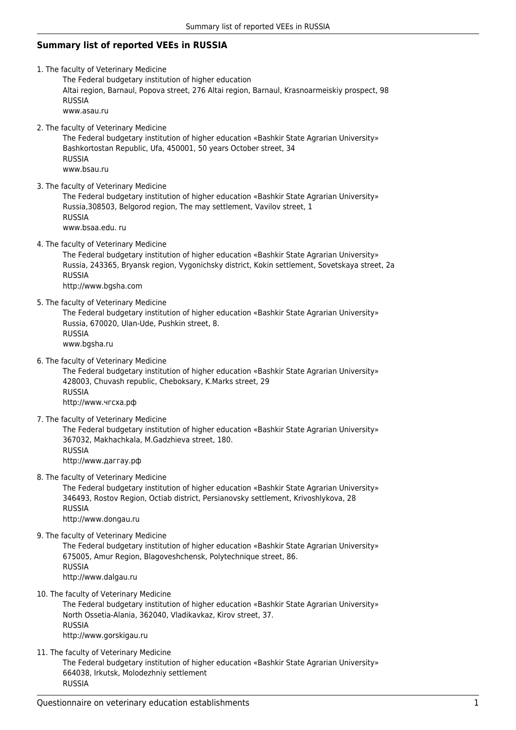## Summary list of reported VEEs in RUSSIA

1. The faculty of Veterinary Medicine
   The Federal budgetary institution of higher education
   Altai region, Barnaul, Popova street, 276 Altai region, Barnaul, Krasnoarmeiskiy prospect, 98
   RUSSIA
   www.asau.ru

2. The faculty of Veterinary Medicine
   The Federal budgetary institution of higher education «Bashkir State Agrarian University»
   Bashkortostan Republic, Ufa, 450001, 50 years October street, 34
   RUSSIA
   www.bsau.ru

3. The faculty of Veterinary Medicine
   The Federal budgetary institution of higher education «Bashkir State Agrarian University»
   Russia,308503, Belgorod region, The may settlement, Vavilov street, 1
   RUSSIA
   www.bsaa.edu. ru

4. The faculty of Veterinary Medicine
   The Federal budgetary institution of higher education «Bashkir State Agrarian University»
   Russia, 243365, Bryansk region, Vygonichsky district, Kokin settlement, Sovetskaya street, 2a
   RUSSIA
   http://www.bgsha.com

5. The faculty of Veterinary Medicine
   The Federal budgetary institution of higher education «Bashkir State Agrarian University»
   Russia, 670020, Ulan-Ude, Pushkin street, 8.
   RUSSIA
   www.bgsha.ru

6. The faculty of Veterinary Medicine
   The Federal budgetary institution of higher education «Bashkir State Agrarian University»
   428003, Chuvash republic, Cheboksary, K.Marks street, 29
   RUSSIA
   http://www.чгсха.рф

7. The faculty of Veterinary Medicine
   The Federal budgetary institution of higher education «Bashkir State Agrarian University»
   367032, Makhachkala, M.Gadzhieva street, 180.
   RUSSIA
   http://www.даггау.рф

8. The faculty of Veterinary Medicine
   The Federal budgetary institution of higher education «Bashkir State Agrarian University»
   346493, Rostov Region, Octiab district, Persianovsky settlement, Krivoshlykova, 28
   RUSSIA
   http://www.dongau.ru

9. The faculty of Veterinary Medicine
   The Federal budgetary institution of higher education «Bashkir State Agrarian University»
   675005, Amur Region, Blagoveshchensk, Polytechnique street, 86.
   RUSSIA
   http://www.dalgau.ru

10. The faculty of Veterinary Medicine
    The Federal budgetary institution of higher education «Bashkir State Agrarian University»
    North Ossetia-Alania, 362040, Vladikavkaz, Kirov street, 37.
    RUSSIA
    http://www.gorskigau.ru

11. The faculty of Veterinary Medicine
    The Federal budgetary institution of higher education «Bashkir State Agrarian University»
    664038, Irkutsk, Molodezhniy settlement
    RUSSIA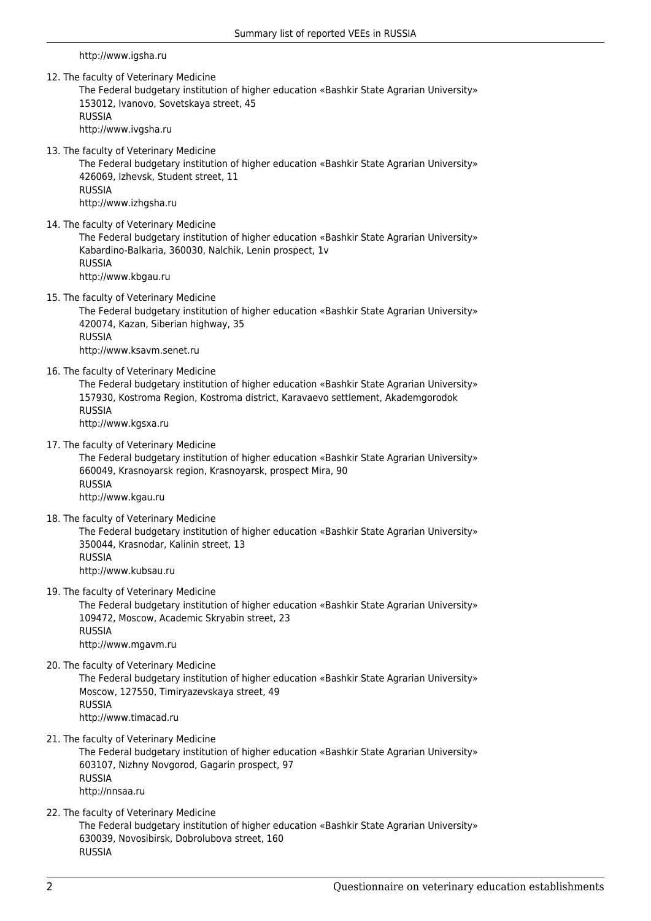http://www.igsha.ru

12. The faculty of Veterinary Medicine
    The Federal budgetary institution of higher education «Bashkir State Agrarian University»
    153012, Ivanovo, Sovetskaya street, 45
    RUSSIA
    http://www.ivgsha.ru

13. The faculty of Veterinary Medicine
    The Federal budgetary institution of higher education «Bashkir State Agrarian University»
    426069, Izhevsk, Student street, 11
    RUSSIA
    http://www.izhgsha.ru

14. The faculty of Veterinary Medicine
    The Federal budgetary institution of higher education «Bashkir State Agrarian University»
    Kabardino-Balkaria, 360030, Nalchik, Lenin prospect, 1v
    RUSSIA
    http://www.kbgau.ru

15. The faculty of Veterinary Medicine
    The Federal budgetary institution of higher education «Bashkir State Agrarian University»
    420074, Kazan, Siberian highway, 35
    RUSSIA
    http://www.ksavm.senet.ru

16. The faculty of Veterinary Medicine
    The Federal budgetary institution of higher education «Bashkir State Agrarian University»
    157930, Kostroma Region, Kostroma district, Karavaevo settlement, Akademgorodok
    RUSSIA
    http://www.kgsxa.ru

17. The faculty of Veterinary Medicine
    The Federal budgetary institution of higher education «Bashkir State Agrarian University»
    660049, Krasnoyarsk region, Krasnoyarsk, prospect Mira, 90
    RUSSIA
    http://www.kgau.ru

18. The faculty of Veterinary Medicine
    The Federal budgetary institution of higher education «Bashkir State Agrarian University»
    350044, Krasnodar, Kalinin street, 13
    RUSSIA
    http://www.kubsau.ru

19. The faculty of Veterinary Medicine
    The Federal budgetary institution of higher education «Bashkir State Agrarian University»
    109472, Moscow, Academic Skryabin street, 23
    RUSSIA
    http://www.mgavm.ru

20. The faculty of Veterinary Medicine
    The Federal budgetary institution of higher education «Bashkir State Agrarian University»
    Moscow, 127550, Timiryazevskaya street, 49
    RUSSIA
    http://www.timacad.ru

21. The faculty of Veterinary Medicine
    The Federal budgetary institution of higher education «Bashkir State Agrarian University»
    603107, Nizhny Novgorod, Gagarin prospect, 97
    RUSSIA
    http://nnsaa.ru

22. The faculty of Veterinary Medicine
    The Federal budgetary institution of higher education «Bashkir State Agrarian University»
    630039, Novosibirsk, Dobrolubova street, 160
    RUSSIA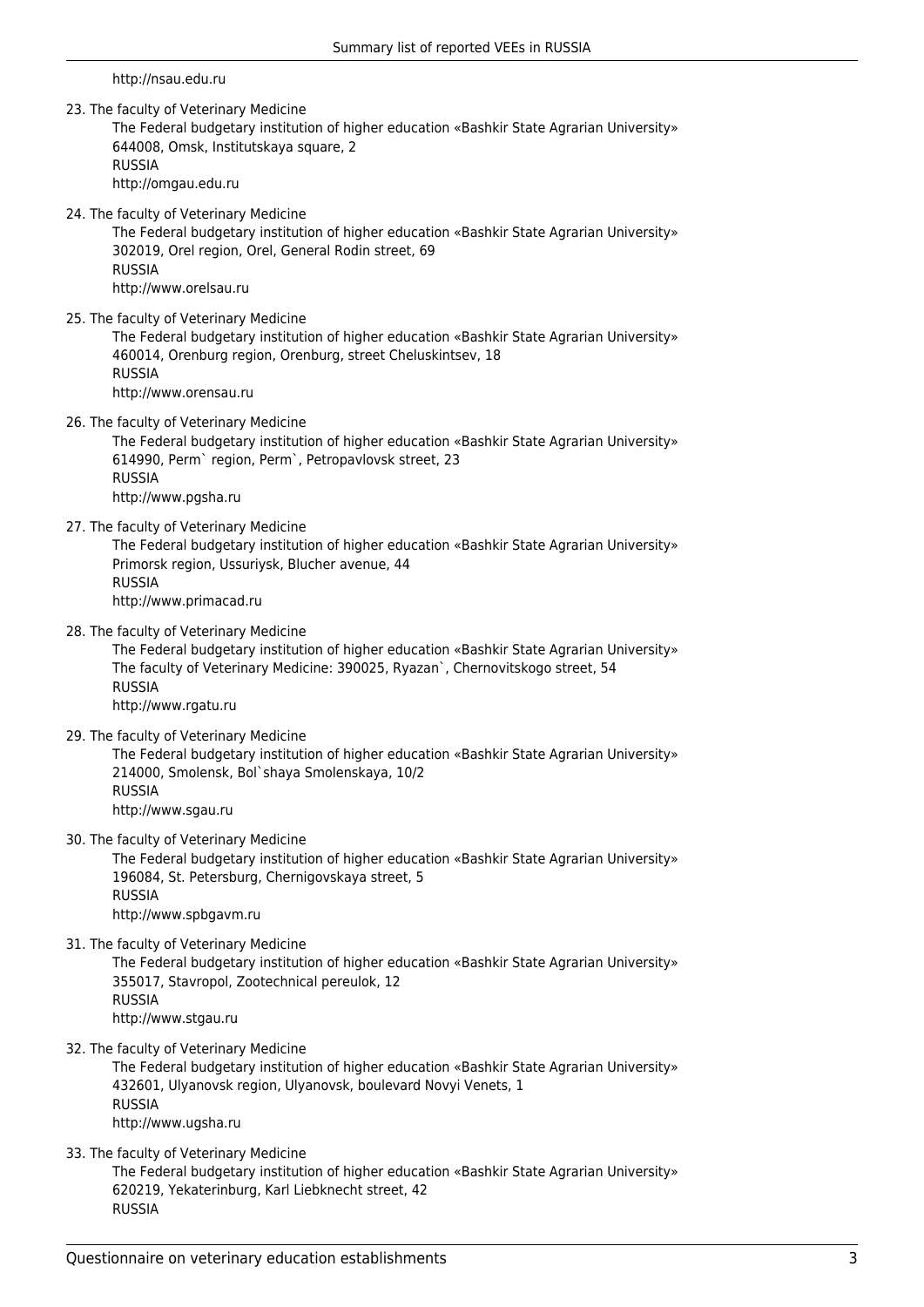http://nsau.edu.ru

23. The faculty of Veterinary Medicine
    The Federal budgetary institution of higher education «Bashkir State Agrarian University»
    644008, Omsk, Institutskaya square, 2
    RUSSIA
    http://omgau.edu.ru

24. The faculty of Veterinary Medicine
    The Federal budgetary institution of higher education «Bashkir State Agrarian University»
    302019, Orel region, Orel, General Rodin street, 69
    RUSSIA
    http://www.orelsau.ru

25. The faculty of Veterinary Medicine
    The Federal budgetary institution of higher education «Bashkir State Agrarian University»
    460014, Orenburg region, Orenburg, street Cheluskintsev, 18
    RUSSIA
    http://www.orensau.ru

26. The faculty of Veterinary Medicine
    The Federal budgetary institution of higher education «Bashkir State Agrarian University»
    614990, Perm` region, Perm`, Petropavlovsk street, 23
    RUSSIA
    http://www.pgsha.ru

27. The faculty of Veterinary Medicine
    The Federal budgetary institution of higher education «Bashkir State Agrarian University»
    Primorsk region, Ussuriysk, Blucher avenue, 44
    RUSSIA
    http://www.primacad.ru

28. The faculty of Veterinary Medicine
    The Federal budgetary institution of higher education «Bashkir State Agrarian University»
    The faculty of Veterinary Medicine: 390025, Ryazan`, Chernovitskogo street, 54
    RUSSIA
    http://www.rgatu.ru

29. The faculty of Veterinary Medicine
    The Federal budgetary institution of higher education «Bashkir State Agrarian University»
    214000, Smolensk, Bol`shaya Smolenskaya, 10/2
    RUSSIA
    http://www.sgau.ru

30. The faculty of Veterinary Medicine
    The Federal budgetary institution of higher education «Bashkir State Agrarian University»
    196084, St. Petersburg, Chernigovskaya street, 5
    RUSSIA
    http://www.spbgavm.ru

31. The faculty of Veterinary Medicine
    The Federal budgetary institution of higher education «Bashkir State Agrarian University»
    355017, Stavropol, Zootechnical pereulok, 12
    RUSSIA
    http://www.stgau.ru

32. The faculty of Veterinary Medicine
    The Federal budgetary institution of higher education «Bashkir State Agrarian University»
    432601, Ulyanovsk region, Ulyanovsk, boulevard Novyi Venets, 1
    RUSSIA
    http://www.ugsha.ru

33. The faculty of Veterinary Medicine
    The Federal budgetary institution of higher education «Bashkir State Agrarian University»
    620219, Yekaterinburg, Karl Liebknecht street, 42
    RUSSIA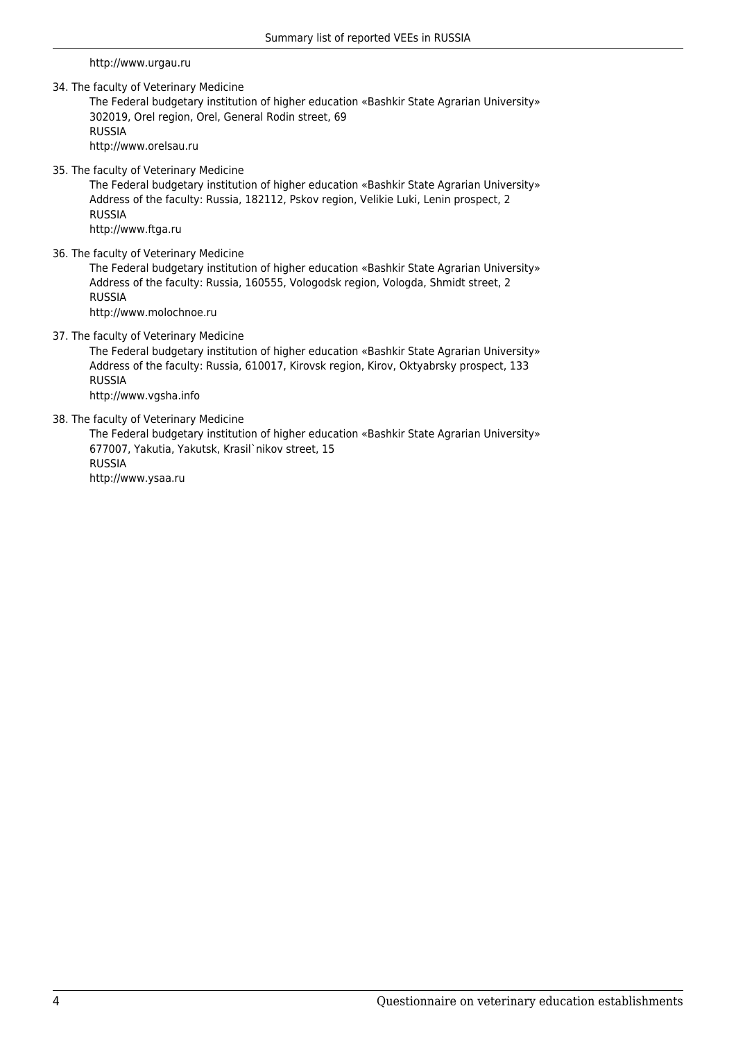http://www.urgau.ru

34. The faculty of Veterinary Medicine
    The Federal budgetary institution of higher education «Bashkir State Agrarian University»
    302019, Orel region, Orel, General Rodin street, 69
    RUSSIA
    http://www.orelsau.ru

35. The faculty of Veterinary Medicine
    The Federal budgetary institution of higher education «Bashkir State Agrarian University»
    Address of the faculty: Russia, 182112, Pskov region, Velikie Luki, Lenin prospect, 2
    RUSSIA
    http://www.ftga.ru

36. The faculty of Veterinary Medicine
    The Federal budgetary institution of higher education «Bashkir State Agrarian University»
    Address of the faculty: Russia, 160555, Vologodsk region, Vologda, Shmidt street, 2
    RUSSIA
    http://www.molochnoe.ru

37. The faculty of Veterinary Medicine
    The Federal budgetary institution of higher education «Bashkir State Agrarian University»
    Address of the faculty: Russia, 610017, Kirovsk region, Kirov, Oktyabrsky prospect, 133
    RUSSIA
    http://www.vgsha.info

38. The faculty of Veterinary Medicine
    The Federal budgetary institution of higher education «Bashkir State Agrarian University»
    677007, Yakutia, Yakutsk, Krasil`nikov street, 15
    RUSSIA
    http://www.ysaa.ru